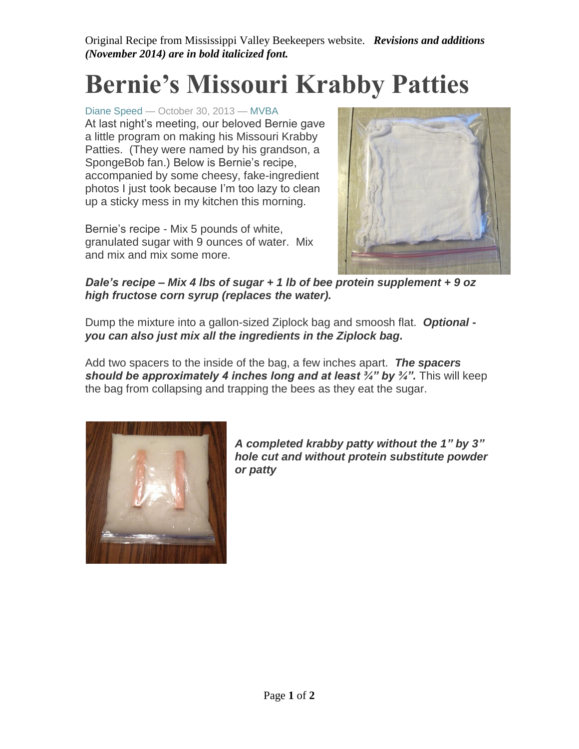Original Recipe from Mississippi Valley Beekeepers website. ***Revisions and additions (November 2014) are in bold italicized font.***

# Bernie's Missouri Krabby Patties

Diane Speed — October 30, 2013 — MVBA

At last night's meeting, our beloved Bernie gave a little program on making his Missouri Krabby Patties. (They were named by his grandson, a SpongeBob fan.) Below is Bernie's recipe, accompanied by some cheesy, fake-ingredient photos I just took because I'm too lazy to clean up a sticky mess in my kitchen this morning.

Bernie's recipe - Mix 5 pounds of white, granulated sugar with 9 ounces of water. Mix and mix and mix some more.

***Dale's recipe – Mix 4 lbs of sugar + 1 lb of bee protein supplement + 9 oz high fructose corn syrup (replaces the water).***

Dump the mixture into a gallon-sized Ziplock bag and smoosh flat. ***Optional - you can also just mix all the ingredients in the Ziplock bag.***

Add two spacers to the inside of the bag, a few inches apart. ***The spacers should be approximately 4 inches long and at least ¾" by ¾".*** This will keep the bag from collapsing and trapping the bees as they eat the sugar.

***A completed krabby patty without the 1" by 3" hole cut and without protein substitute powder or patty***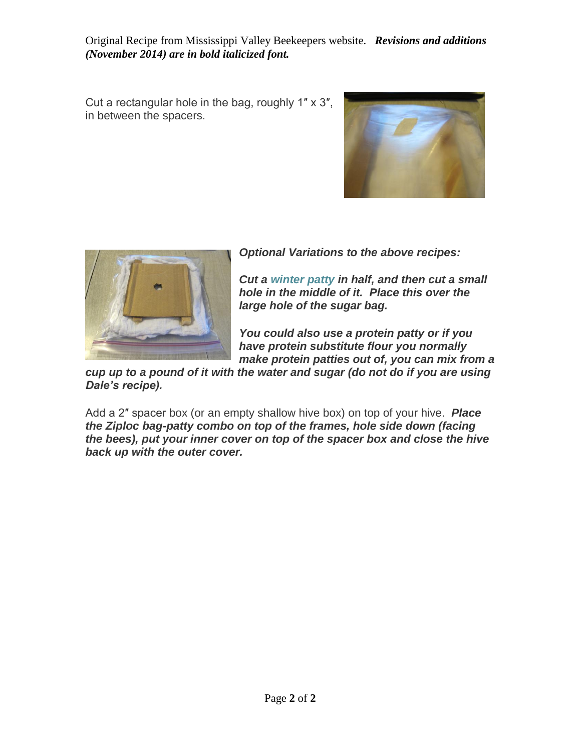Original Recipe from Mississippi Valley Beekeepers website. ***Revisions and additions (November 2014) are in bold italicized font.***

Cut a rectangular hole in the bag, roughly 1″ x 3″, in between the spacers.

***Optional Variations to the above recipes:***

***Cut a winter patty in half, and then cut a small hole in the middle of it. Place this over the large hole of the sugar bag.***

***You could also use a protein patty or if you have protein substitute flour you normally make protein patties out of, you can mix from a cup up to a pound of it with the water and sugar (do not do if you are using Dale's recipe).***

Add a 2″ spacer box (or an empty shallow hive box) on top of your hive. ***Place the Ziploc bag-patty combo on top of the frames, hole side down (facing the bees), put your inner cover on top of the spacer box and close the hive back up with the outer cover.***